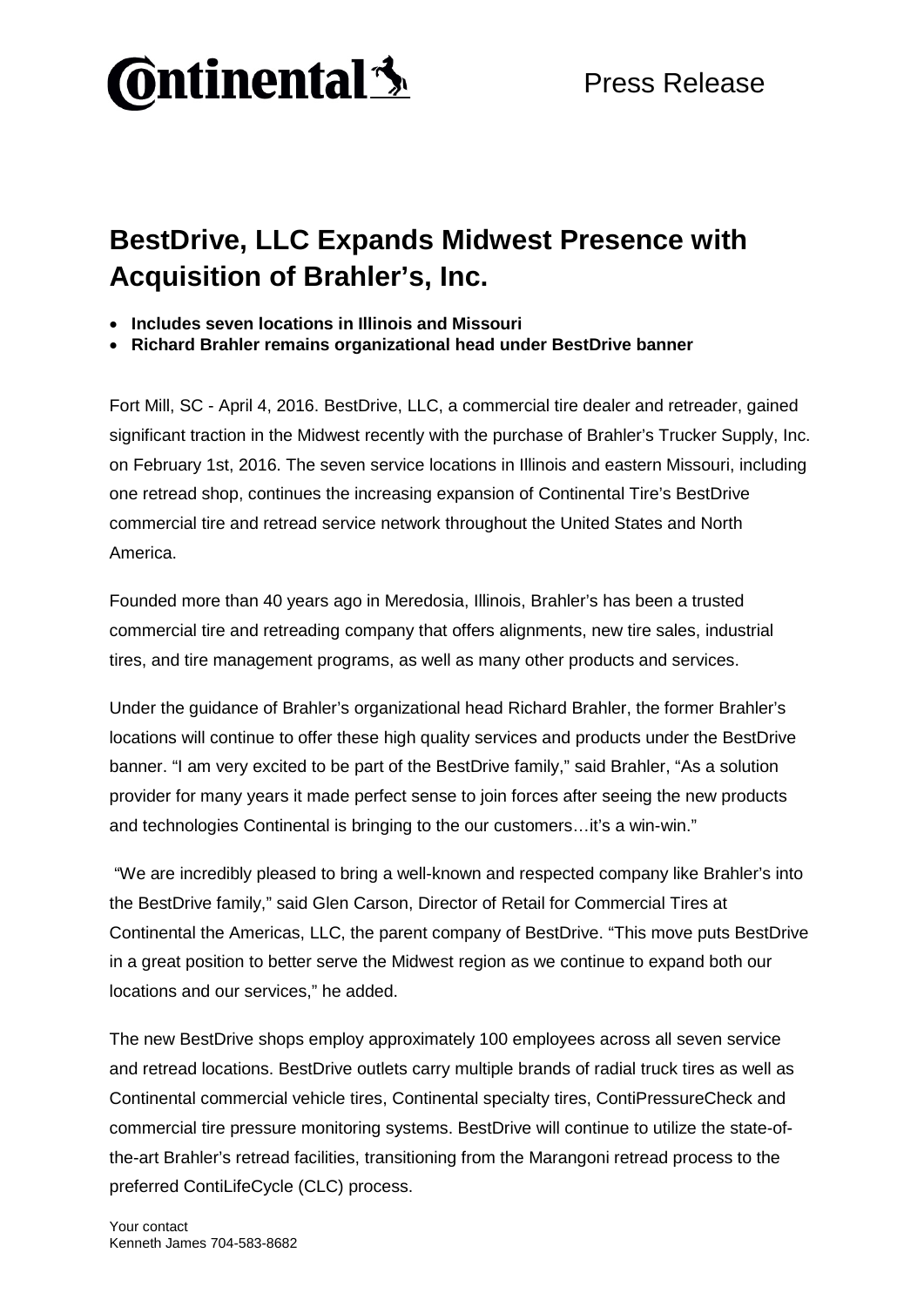Continental

Press Release

# BestDrive, LLC Expands Midwest Presence with Acquisition of Brahler's, Inc.

- **Includes seven locations in Illinois and Missouri**
- **Richard Brahler remains organizational head under BestDrive banner**

Fort Mill, SC - April 4, 2016. BestDrive, LLC, a commercial tire dealer and retreader, gained significant traction in the Midwest recently with the purchase of Brahler's Trucker Supply, Inc. on February 1st, 2016. The seven service locations in Illinois and eastern Missouri, including one retread shop, continues the increasing expansion of Continental Tire's BestDrive commercial tire and retread service network throughout the United States and North America.

Founded more than 40 years ago in Meredosia, Illinois, Brahler's has been a trusted commercial tire and retreading company that offers alignments, new tire sales, industrial tires, and tire management programs, as well as many other products and services.

Under the guidance of Brahler's organizational head Richard Brahler, the former Brahler's locations will continue to offer these high quality services and products under the BestDrive banner. "I am very excited to be part of the BestDrive family," said Brahler, "As a solution provider for many years it made perfect sense to join forces after seeing the new products and technologies Continental is bringing to the our customers…it's a win-win."

"We are incredibly pleased to bring a well-known and respected company like Brahler's into the BestDrive family," said Glen Carson, Director of Retail for Commercial Tires at Continental the Americas, LLC, the parent company of BestDrive. "This move puts BestDrive in a great position to better serve the Midwest region as we continue to expand both our locations and our services," he added.

The new BestDrive shops employ approximately 100 employees across all seven service and retread locations. BestDrive outlets carry multiple brands of radial truck tires as well as Continental commercial vehicle tires, Continental specialty tires, ContiPressureCheck and commercial tire pressure monitoring systems. BestDrive will continue to utilize the state-of-the-art Brahler's retread facilities, transitioning from the Marangoni retread process to the preferred ContiLifeCycle (CLC) process.

Your contact
Kenneth James 704-583-8682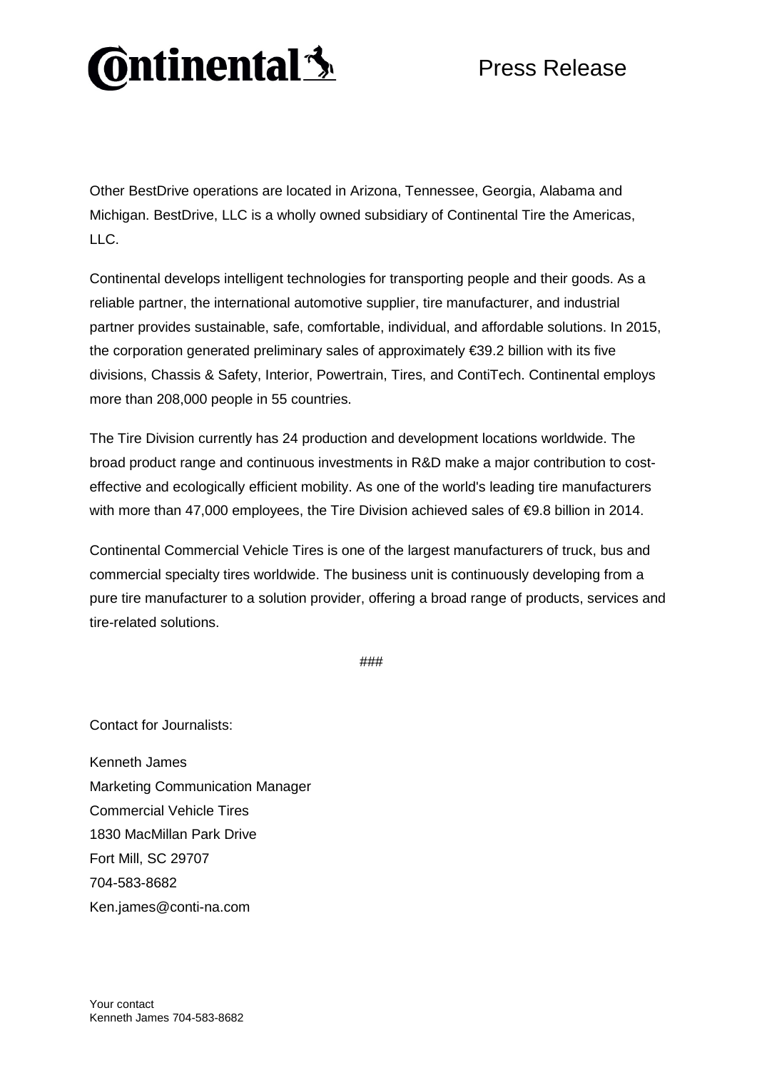Other BestDrive operations are located in Arizona, Tennessee, Georgia, Alabama and Michigan. BestDrive, LLC is a wholly owned subsidiary of Continental Tire the Americas, LLC.

Continental develops intelligent technologies for transporting people and their goods. As a reliable partner, the international automotive supplier, tire manufacturer, and industrial partner provides sustainable, safe, comfortable, individual, and affordable solutions. In 2015, the corporation generated preliminary sales of approximately €39.2 billion with its five divisions, Chassis & Safety, Interior, Powertrain, Tires, and ContiTech. Continental employs more than 208,000 people in 55 countries.

The Tire Division currently has 24 production and development locations worldwide. The broad product range and continuous investments in R&D make a major contribution to cost-effective and ecologically efficient mobility. As one of the world's leading tire manufacturers with more than 47,000 employees, the Tire Division achieved sales of €9.8 billion in 2014.

Continental Commercial Vehicle Tires is one of the largest manufacturers of truck, bus and commercial specialty tires worldwide. The business unit is continuously developing from a pure tire manufacturer to a solution provider, offering a broad range of products, services and tire-related solutions.

###

Contact for Journalists:

Kenneth James
Marketing Communication Manager
Commercial Vehicle Tires
1830 MacMillan Park Drive
Fort Mill, SC 29707
704-583-8682
Ken.james@conti-na.com

Your contact
Kenneth James 704-583-8682